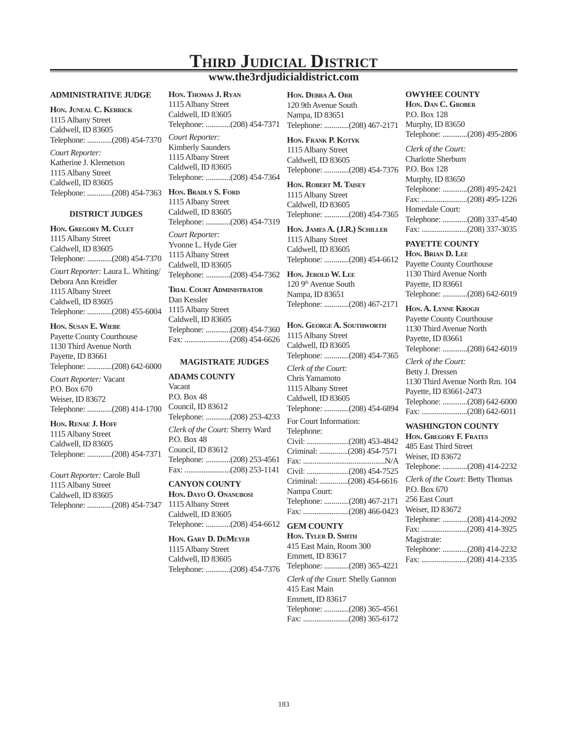# Third Judicial District

**www.the3rdjudicialdistrict.com**

## ADMINISTRATIVE JUDGE

**Hon. Juneal C. Kerrick**
1115 Albany Street
Caldwell, ID 83605
Telephone: .............(208) 454-7370

*Court Reporter:*
Katherine J. Klemetson
1115 Albany Street
Caldwell, ID 83605
Telephone: .............(208) 454-7363

## DISTRICT JUDGES

**Hon. Gregory M. Culet**
1115 Albany Street
Caldwell, ID 83605
Telephone: .............(208) 454-7370

*Court Reporter:* Laura L. Whiting/ Debora Ann Kreidler
1115 Albany Street
Caldwell, ID 83605
Telephone: .............(208) 455-6004

**Hon. Susan E. Wiebe**
Payette County Courthouse
1130 Third Avenue North
Payette, ID 83661
Telephone: .............(208) 642-6000

*Court Reporter:* Vacant
P.O. Box 670
Weiser, ID 83672
Telephone: .............(208) 414-1700

**Hon. Renae J. Hoff**
1115 Albany Street
Caldwell, ID 83605
Telephone: .............(208) 454-7371

*Court Reporter:* Carole Bull
1115 Albany Street
Caldwell, ID 83605
Telephone: .............(208) 454-7347

**Hon. Thomas J. Ryan**
1115 Albany Street
Caldwell, ID 83605
Telephone: .............(208) 454-7371

*Court Reporter:*
Kimberly Saunders
1115 Albany Street
Caldwell, ID 83605
Telephone: .............(208) 454-7364

**Hon. Bradly S. Ford**
1115 Albany Street
Caldwell, ID 83605
Telephone: .............(208) 454-7319

*Court Reporter:*
Yvonne L. Hyde Gier
1115 Albany Street
Caldwell, ID 83605
Telephone: .............(208) 454-7362

**Trial Court Administrator**
Dan Kessler
1115 Albany Street
Caldwell, ID 83605
Telephone: .............(208) 454-7360
Fax: ........................(208) 454-6626

## MAGISTRATE JUDGES

### ADAMS COUNTY

Vacant
P.O. Box 48
Council, ID 83612
Telephone: .............(208) 253-4233

*Clerk of the Court:* Sherry Ward
P.O. Box 48
Council, ID 83612
Telephone: .............(208) 253-4561
Fax: ........................(208) 253-1141

### CANYON COUNTY

**Hon. Dayo O. Onanubosi**
1115 Albany Street
Caldwell, ID 83605
Telephone: .............(208) 454-6612

**Hon. Gary D. DeMeyer**
1115 Albany Street
Caldwell, ID 83605
Telephone: .............(208) 454-7376

**Hon. Debra A. Orr**
120 9th Avenue South
Nampa, ID 83651
Telephone: .............(208) 467-2171

**Hon. Frank P. Kotyk**
1115 Albany Street
Caldwell, ID 83605
Telephone: .............(208) 454-7376

**Hon. Robert M. Taisey**
1115 Albany Street
Caldwell, ID 83605
Telephone: .............(208) 454-7365

**Hon. James A. (J.R.) Schiller**
1115 Albany Street
Caldwell, ID 83605
Telephone: .............(208) 454-6612

**Hon. Jerold W. Lee**
120 9th Avenue South
Nampa, ID 83651
Telephone: .............(208) 467-2171

**Hon. George A. Southworth**
1115 Albany Street
Caldwell, ID 83605
Telephone: .............(208) 454-7365

*Clerk of the Court:*
Chris Yamamoto
1115 Albany Street
Caldwell, ID 83605
Telephone: .............(208) 454-6894

For Court Information:
Telephone:
Civil: ......................(208) 453-4842
Criminal: ...............(208) 454-7571
Fax: ...........................................N/A
Civil: ......................(208) 454-7525
Criminal: ...............(208) 454-6616
Nampa Court:
Telephone: .............(208) 467-2171
Fax: ........................(208) 466-0423

### GEM COUNTY

**Hon. Tyler D. Smith**
415 East Main, Room 300
Emmett, ID 83617
Telephone: .............(208) 365-4221

*Clerk of the Court*: Shelly Gannon
415 East Main
Emmett, ID 83617
Telephone: .............(208) 365-4561
Fax: ........................(208) 365-6172

### OWYHEE COUNTY

**Hon. Dan C. Grober**
P.O. Box 128
Murphy, ID 83650
Telephone: .............(208) 495-2806

*Clerk of the Court:*
Charlotte Sherburn
P.O. Box 128
Murphy, ID 83650
Telephone: .............(208) 495-2421
Fax: ........................(208) 495-1226
Homedale Court:
Telephone: .............(208) 337-4540
Fax: ........................(208) 337-3035

### PAYETTE COUNTY

**Hon. Brian D. Lee**
Payette County Courthouse
1130 Third Avenue North
Payette, ID 83661
Telephone: .............(208) 642-6019

**Hon. A. Lynne Krogh**
Payette County Courthouse
1130 Third Avenue North
Payette, ID 83661
Telephone: .............(208) 642-6019

*Clerk of the Court:*
Betty J. Dressen
1130 Third Avenue North Rm. 104
Payette, ID 83661-2473
Telephone: .............(208) 642-6000
Fax: ........................(208) 642-6011

### WASHINGTON COUNTY

**Hon. Gregory F. Frates**
485 East Third Street
Weiser, ID 83672
Telephone: .............(208) 414-2232

*Clerk of the Court:* Betty Thomas
P.O. Box 670
256 East Court
Weiser, ID 83672
Telephone: .............(208) 414-2092
Fax: ........................(208) 414-3925
Magistrate:
Telephone: .............(208) 414-2232
Fax: ........................(208) 414-2335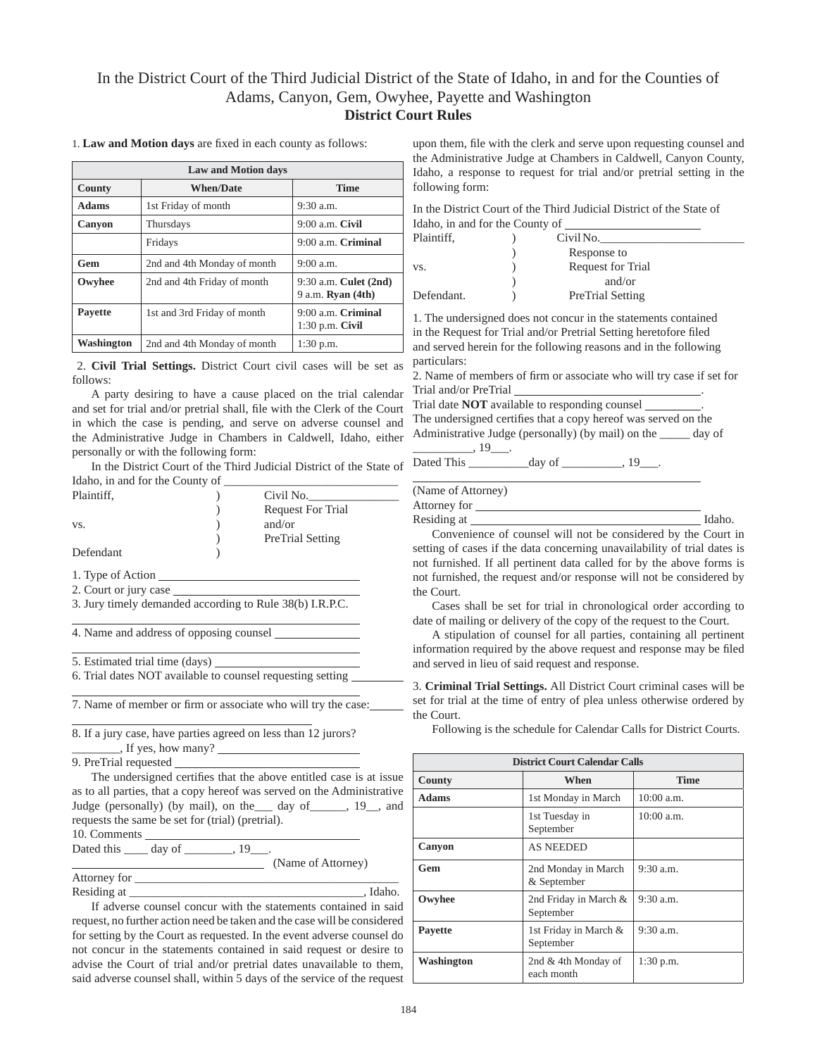# In the District Court of the Third Judicial District of the State of Idaho, in and for the Counties of Adams, Canyon, Gem, Owyhee, Payette and Washington

## District Court Rules

1. **Law and Motion days** are fixed in each county as follows:

| Law and Motion days | | |
|---|---|---|
| **County** | **When/Date** | **Time** |
| **Adams** | 1st Friday of month | 9:30 a.m. |
| **Canyon** | Thursdays | 9:00 a.m. **Civil** |
| | Fridays | 9:00 a.m. **Criminal** |
| **Gem** | 2nd and 4th Monday of month | 9:00 a.m. |
| **Owyhee** | 2nd and 4th Friday of month | 9:30 a.m. **Culet (2nd)** 9 a.m. **Ryan (4th)** |
| **Payette** | 1st and 3rd Friday of month | 9:00 a.m. **Criminal** 1:30 p.m. **Civil** |
| **Washington** | 2nd and 4th Monday of month | 1:30 p.m. |

2. **Civil Trial Settings.** District Court civil cases will be set as follows:

A party desiring to have a cause placed on the trial calendar and set for trial and/or pretrial shall, file with the Clerk of the Court in which the case is pending, and serve on adverse counsel and the Administrative Judge in Chambers in Caldwell, Idaho, either personally or with the following form:

In the District Court of the Third Judicial District of the State of Idaho, in and for the County of ____________________

Plaintiff, ) Civil No.______________
) Request For Trial
vs. ) and/or
) PreTrial Setting
Defendant )

1. Type of Action ____________________
2. Court or jury case ____________________
3. Jury timely demanded according to Rule 38(b) I.R.P.C.
____________________
4. Name and address of opposing counsel ____________
____________________
5. Estimated trial time (days) ____________________
6. Trial dates NOT available to counsel requesting setting ________
____________________
7. Name of member or firm or associate who will try the case:______
____________________
8. If a jury case, have parties agreed on less than 12 jurors? ________, If yes, how many? ____________________
9. PreTrial requested ____________________

The undersigned certifies that the above entitled case is at issue as to all parties, that a copy hereof was served on the Administrative Judge (personally) (by mail), on the___ day of______, 19__, and requests the same be set for (trial) (pretrial).

10. Comments ____________________

Dated this ____ day of ________, 19___.

____________________ (Name of Attorney)

Attorney for ____________________

Residing at ____________________, Idaho.

If adverse counsel concur with the statements contained in said request, no further action need be taken and the case will be considered for setting by the Court as requested. In the event adverse counsel do not concur in the statements contained in said request or desire to advise the Court of trial and/or pretrial dates unavailable to them, said adverse counsel shall, within 5 days of the service of the request upon them, file with the clerk and serve upon requesting counsel and the Administrative Judge at Chambers in Caldwell, Canyon County, Idaho, a response to request for trial and/or pretrial setting in the following form:

In the District Court of the Third Judicial District of the State of Idaho, in and for the County of ____________________

Plaintiff, ) Civil No.____________________
) Response to
vs. ) Request for Trial
) and/or
Defendant. ) PreTrial Setting

1. The undersigned does not concur in the statements contained in the Request for Trial and/or Pretrial Setting heretofore filed and served herein for the following reasons and in the following particulars:
2. Name of members of firm or associate who will try case if set for Trial and/or PreTrial ____________________.
Trial date **NOT** available to responding counsel ________.
The undersigned certifies that a copy hereof was served on the Administrative Judge (personally) (by mail) on the _____ day of __________, 19___.
Dated This __________day of __________, 19___.

____________________
(Name of Attorney)
Attorney for ____________________
Residing at ____________________ Idaho.

Convenience of counsel will not be considered by the Court in setting of cases if the data concerning unavailability of trial dates is not furnished. If all pertinent data called for by the above forms is not furnished, the request and/or response will not be considered by the Court.

Cases shall be set for trial in chronological order according to date of mailing or delivery of the copy of the request to the Court.

A stipulation of counsel for all parties, containing all pertinent information required by the above request and response may be filed and served in lieu of said request and response.

3. **Criminal Trial Settings.** All District Court criminal cases will be set for trial at the time of entry of plea unless otherwise ordered by the Court.

Following is the schedule for Calendar Calls for District Courts.

| District Court Calendar Calls | | |
|---|---|---|
| **County** | **When** | **Time** |
| **Adams** | 1st Monday in March | 10:00 a.m. |
| | 1st Tuesday in September | 10:00 a.m. |
| **Canyon** | AS NEEDED | |
| **Gem** | 2nd Monday in March & September | 9:30 a.m. |
| **Owyhee** | 2nd Friday in March & September | 9:30 a.m. |
| **Payette** | 1st Friday in March & September | 9:30 a.m. |
| **Washington** | 2nd & 4th Monday of each month | 1:30 p.m. |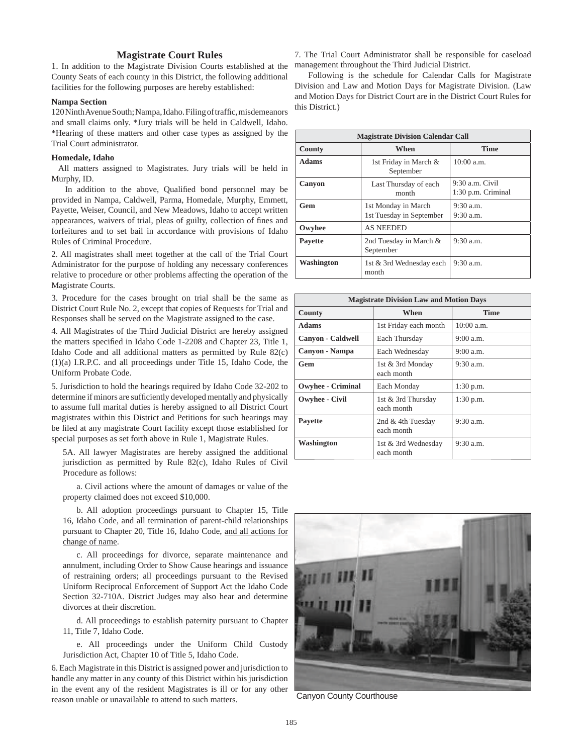## Magistrate Court Rules

1. In addition to the Magistrate Division Courts established at the County Seats of each county in this District, the following additional facilities for the following purposes are hereby established:

**Nampa Section**

120 Ninth Avenue South; Nampa, Idaho. Filing of traffic, misdemeanors and small claims only. *Jury trials will be held in Caldwell, Idaho. *Hearing of these matters and other case types as assigned by the Trial Court administrator.

**Homedale, Idaho**

All matters assigned to Magistrates. Jury trials will be held in Murphy, ID.

In addition to the above, Qualified bond personnel may be provided in Nampa, Caldwell, Parma, Homedale, Murphy, Emmett, Payette, Weiser, Council, and New Meadows, Idaho to accept written appearances, waivers of trial, pleas of guilty, collection of fines and forfeitures and to set bail in accordance with provisions of Idaho Rules of Criminal Procedure.

2. All magistrates shall meet together at the call of the Trial Court Administrator for the purpose of holding any necessary conferences relative to procedure or other problems affecting the operation of the Magistrate Courts.

3. Procedure for the cases brought on trial shall be the same as District Court Rule No. 2, except that copies of Requests for Trial and Responses shall be served on the Magistrate assigned to the case.

4. All Magistrates of the Third Judicial District are hereby assigned the matters specified in Idaho Code 1-2208 and Chapter 23, Title 1, Idaho Code and all additional matters as permitted by Rule 82(c)(1)(a) I.R.P.C. and all proceedings under Title 15, Idaho Code, the Uniform Probate Code.

5. Jurisdiction to hold the hearings required by Idaho Code 32-202 to determine if minors are sufficiently developed mentally and physically to assume full marital duties is hereby assigned to all District Court magistrates within this District and Petitions for such hearings may be filed at any magistrate Court facility except those established for special purposes as set forth above in Rule 1, Magistrate Rules.

5A. All lawyer Magistrates are hereby assigned the additional jurisdiction as permitted by Rule 82(c), Idaho Rules of Civil Procedure as follows:

a. Civil actions where the amount of damages or value of the property claimed does not exceed $10,000.

b. All adoption proceedings pursuant to Chapter 15, Title 16, Idaho Code, and all termination of parent-child relationships pursuant to Chapter 20, Title 16, Idaho Code, and all actions for change of name.

c. All proceedings for divorce, separate maintenance and annulment, including Order to Show Cause hearings and issuance of restraining orders; all proceedings pursuant to the Revised Uniform Reciprocal Enforcement of Support Act the Idaho Code Section 32-710A. District Judges may also hear and determine divorces at their discretion.

d. All proceedings to establish paternity pursuant to Chapter 11, Title 7, Idaho Code.

e. All proceedings under the Uniform Child Custody Jurisdiction Act, Chapter 10 of Title 5, Idaho Code.

6. Each Magistrate in this District is assigned power and jurisdiction to handle any matter in any county of this District within his jurisdiction in the event any of the resident Magistrates is ill or for any other reason unable or unavailable to attend to such matters.

7. The Trial Court Administrator shall be responsible for caseload management throughout the Third Judicial District.

Following is the schedule for Calendar Calls for Magistrate Division and Law and Motion Days for Magistrate Division. (Law and Motion Days for District Court are in the District Court Rules for this District.)

**Magistrate Division Calendar Call**

| County | When | Time |
|---|---|---|
| **Adams** | 1st Friday in March & September | 10:00 a.m. |
| **Canyon** | Last Thursday of each month | 9:30 a.m. Civil<br>1:30 p.m. Criminal |
| **Gem** | 1st Monday in March<br>1st Tuesday in September | 9:30 a.m.<br>9:30 a.m. |
| **Owyhee** | AS NEEDED | |
| **Payette** | 2nd Tuesday in March & September | 9:30 a.m. |
| **Washington** | 1st & 3rd Wednesday each month | 9:30 a.m. |

**Magistrate Division Law and Motion Days**

| County | When | Time |
|---|---|---|
| **Adams** | 1st Friday each month | 10:00 a.m. |
| **Canyon - Caldwell** | Each Thursday | 9:00 a.m. |
| **Canyon - Nampa** | Each Wednesday | 9:00 a.m. |
| **Gem** | 1st & 3rd Monday each month | 9:30 a.m. |
| **Owyhee - Criminal** | Each Monday | 1:30 p.m. |
| **Owyhee - Civil** | 1st & 3rd Thursday each month | 1:30 p.m. |
| **Payette** | 2nd & 4th Tuesday each month | 9:30 a.m. |
| **Washington** | 1st & 3rd Wednesday each month | 9:30 a.m. |

Canyon County Courthouse